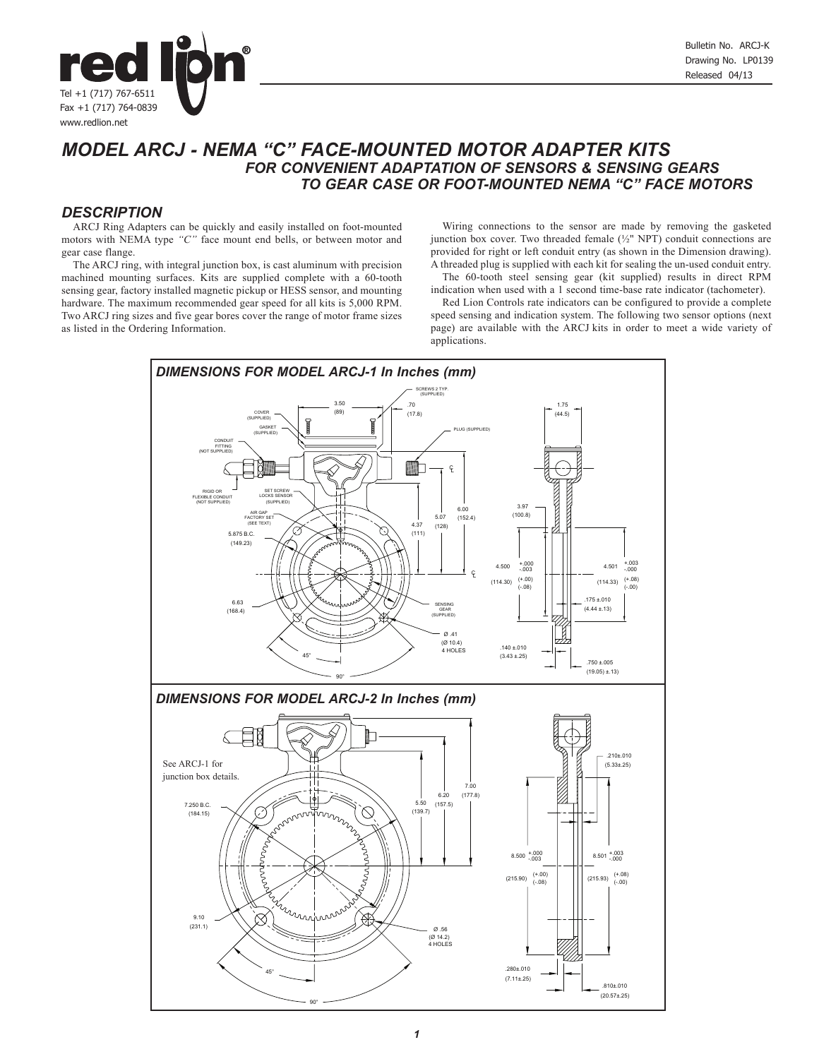Bulletin No. ARCJ-K
Drawing No. LP0139
Released 04/13

Tel +1 (717) 767-6511
Fax +1 (717) 764-0839
www.redlion.net

# MODEL ARCJ - NEMA "C" FACE-MOUNTED MOTOR ADAPTER KITS

### FOR CONVENIENT ADAPTATION OF SENSORS & SENSING GEARS TO GEAR CASE OR FOOT-MOUNTED NEMA "C" FACE MOTORS

## DESCRIPTION

ARCJ Ring Adapters can be quickly and easily installed on foot-mounted motors with NEMA type *"C"* face mount end bells, or between motor and gear case flange.

The ARCJ ring, with integral junction box, is cast aluminum with precision machined mounting surfaces. Kits are supplied complete with a 60-tooth sensing gear, factory installed magnetic pickup or HESS sensor, and mounting hardware. The maximum recommended gear speed for all kits is 5,000 RPM. Two ARCJ ring sizes and five gear bores cover the range of motor frame sizes as listed in the Ordering Information.

Wiring connections to the sensor are made by removing the gasketed junction box cover. Two threaded female (½" NPT) conduit connections are provided for right or left conduit entry (as shown in the Dimension drawing). A threaded plug is supplied with each kit for sealing the un-used conduit entry.

The 60-tooth steel sensing gear (kit supplied) results in direct RPM indication when used with a 1 second time-base rate indicator (tachometer).

Red Lion Controls rate indicators can be configured to provide a complete speed sensing and indication system. The following two sensor options (next page) are available with the ARCJ kits in order to meet a wide variety of applications.

## DIMENSIONS FOR MODEL ARCJ-1 In Inches (mm)

SCREWS 2 TYP. (SUPPLIED); 3.50 (89); .70 (17.8); 1.75 (44.5); COVER (SUPPLIED); GASKET (SUPPLIED); PLUG (SUPPLIED); CONDUIT FITTING (NOT SUPPLIED); RIGID OR FLEXIBLE CONDUIT (NOT SUPPLIED); SET SCREW LOCKS SENSOR (SUPPLIED); AIR GAP FACTORY SET (SEE TEXT); 5.875 B.C. (149.23); 6.00 (152.4); 5.07 (128); 4.37 (111); 3.97 (100.8); 4.500 +.000/-.003 (114.30) (+.00/-.08); 4.501 +.003/-.000 (114.33) (+.08/-.00); .175 ±.010 (4.44 ±.13); 6.63 (168.4); SENSING GEAR (SUPPLIED); Ø .41 (Ø 10.4) 4 HOLES; .140 ±.010 (3.43 ±.25); .750 ±.005 (19.05) ±.13); 45°; 90°

## DIMENSIONS FOR MODEL ARCJ-2 In Inches (mm)

See ARCJ-1 for junction box details.

7.250 B.C. (184.15); 7.00 (177.8); 6.20 (157.5); 5.50 (139.7); .210±.010 (5.33±.25); 8.500 +.000/-.003 (215.90) (+.00/-.08); 8.501 +.003/-.000 (215.93) (+.08/-.00); 9.10 (231.1); Ø .56 (Ø 14.2) 4 HOLES; .280±.010 (7.11±.25); .810±.010 (20.57±.25); 45°; 90°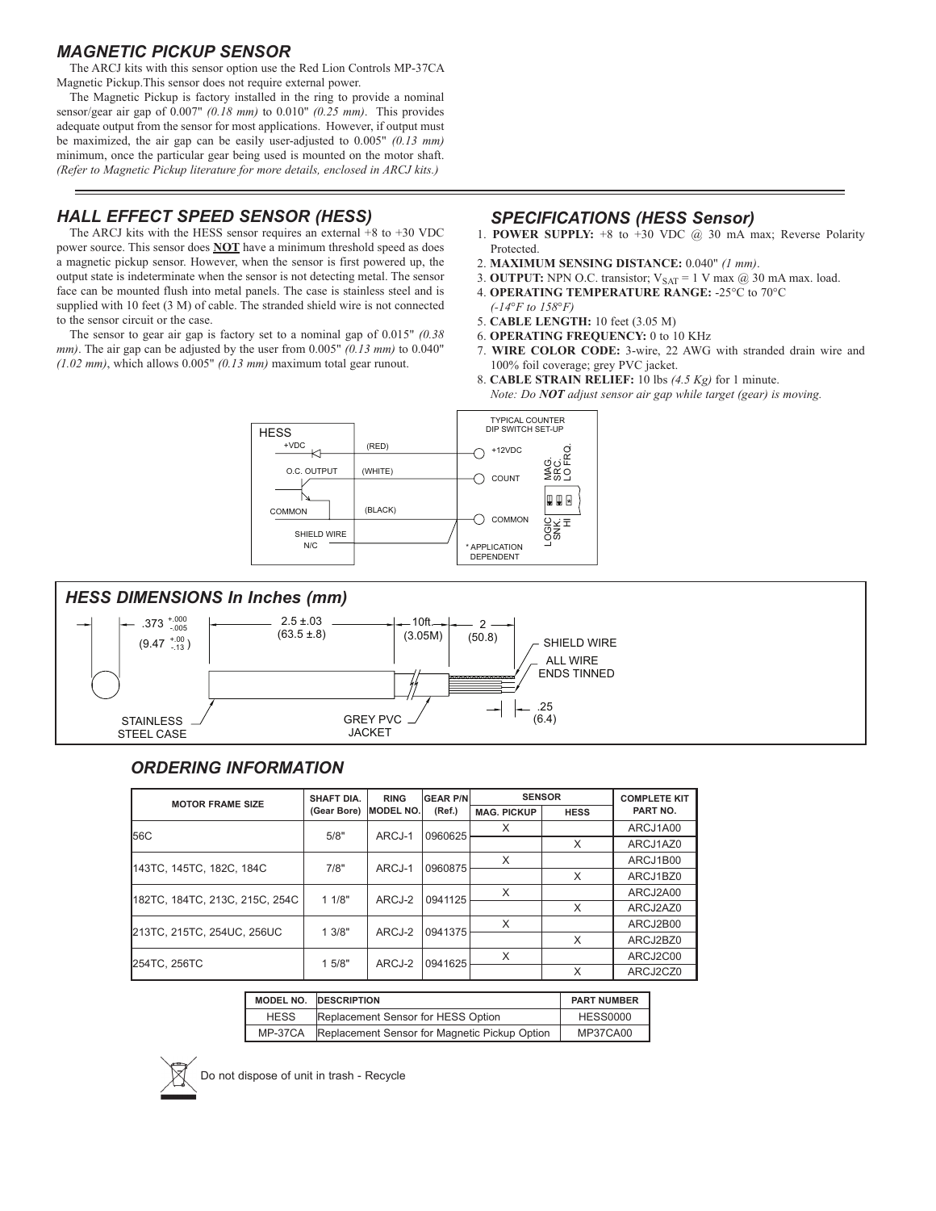## *MAGNETIC PICKUP SENSOR*

The ARCJ kits with this sensor option use the Red Lion Controls MP-37CA Magnetic Pickup.This sensor does not require external power.

The Magnetic Pickup is factory installed in the ring to provide a nominal sensor/gear air gap of 0.007" *(0.18 mm)* to 0.010" *(0.25 mm)*. This provides adequate output from the sensor for most applications. However, if output must be maximized, the air gap can be easily user-adjusted to 0.005" *(0.13 mm)* minimum, once the particular gear being used is mounted on the motor shaft. *(Refer to Magnetic Pickup literature for more details, enclosed in ARCJ kits.)*

## *HALL EFFECT SPEED SENSOR (HESS)*

The ARCJ kits with the HESS sensor requires an external +8 to +30 VDC power source. This sensor does **NOT** have a minimum threshold speed as does a magnetic pickup sensor. However, when the sensor is first powered up, the output state is indeterminate when the sensor is not detecting metal. The sensor face can be mounted flush into metal panels. The case is stainless steel and is supplied with 10 feet (3 M) of cable. The stranded shield wire is not connected to the sensor circuit or the case.

The sensor to gear air gap is factory set to a nominal gap of 0.015" *(0.38 mm)*. The air gap can be adjusted by the user from 0.005" *(0.13 mm)* to 0.040" *(1.02 mm)*, which allows 0.005" *(0.13 mm)* maximum total gear runout.

## *SPECIFICATIONS (HESS Sensor)*

1. **POWER SUPPLY:** +8 to +30 VDC @ 30 mA max; Reverse Polarity Protected.
2. **MAXIMUM SENSING DISTANCE:** 0.040" *(1 mm)*.
3. **OUTPUT:** NPN O.C. transistor; $V_{SAT}$ = 1 V max @ 30 mA max. load.
4. **OPERATING TEMPERATURE RANGE:** -25°C to 70°C *(-14°F to 158°F)*
5. **CABLE LENGTH:** 10 feet (3.05 M)
6. **OPERATING FREQUENCY:** 0 to 10 KHz
7. **WIRE COLOR CODE:** 3-wire, 22 AWG with stranded drain wire and 100% foil coverage; grey PVC jacket.
8. **CABLE STRAIN RELIEF:** 10 lbs *(4.5 Kg)* for 1 minute.
   *Note: Do **NOT** adjust sensor air gap while target (gear) is moving.*

HESS
+VDC (RED)
O.C. OUTPUT (WHITE)
COMMON (BLACK)
SHIELD WIRE N/C

TYPICAL COUNTER DIP SWITCH SET-UP
+12VDC
COUNT
COMMON
MAG. SRC. LO FRQ.
LOGIC SNK. HI
\* APPLICATION DEPENDENT

## *HESS DIMENSIONS In Inches (mm)*

.373 +.000 -.005 (9.47 +.00 -.13)
2.5 ±.03 (63.5 ±.8)
10ft. (3.05M)
2 (50.8)
SHIELD WIRE
ALL WIRE ENDS TINNED
.25 (6.4)
STAINLESS STEEL CASE
GREY PVC JACKET

## *ORDERING INFORMATION*

| MOTOR FRAME SIZE | SHAFT DIA. (Gear Bore) | RING MODEL NO. | GEAR P/N (Ref.) | SENSOR MAG. PICKUP | SENSOR HESS | COMPLETE KIT PART NO. |
|---|---|---|---|---|---|---|
| 56C | 5/8" | ARCJ-1 | 0960625 | X | | ARCJ1A00 |
| | | | | | X | ARCJ1AZ0 |
| 143TC, 145TC, 182C, 184C | 7/8" | ARCJ-1 | 0960875 | X | | ARCJ1B00 |
| | | | | | X | ARCJ1BZ0 |
| 182TC, 184TC, 213C, 215C, 254C | 1 1/8" | ARCJ-2 | 0941125 | X | | ARCJ2A00 |
| | | | | | X | ARCJ2AZ0 |
| 213TC, 215TC, 254UC, 256UC | 1 3/8" | ARCJ-2 | 0941375 | X | | ARCJ2B00 |
| | | | | | X | ARCJ2BZ0 |
| 254TC, 256TC | 1 5/8" | ARCJ-2 | 0941625 | X | | ARCJ2C00 |
| | | | | | X | ARCJ2CZ0 |

| MODEL NO. | DESCRIPTION | PART NUMBER |
|---|---|---|
| HESS | Replacement Sensor for HESS Option | HESS0000 |
| MP-37CA | Replacement Sensor for Magnetic Pickup Option | MP37CA00 |

Do not dispose of unit in trash - Recycle